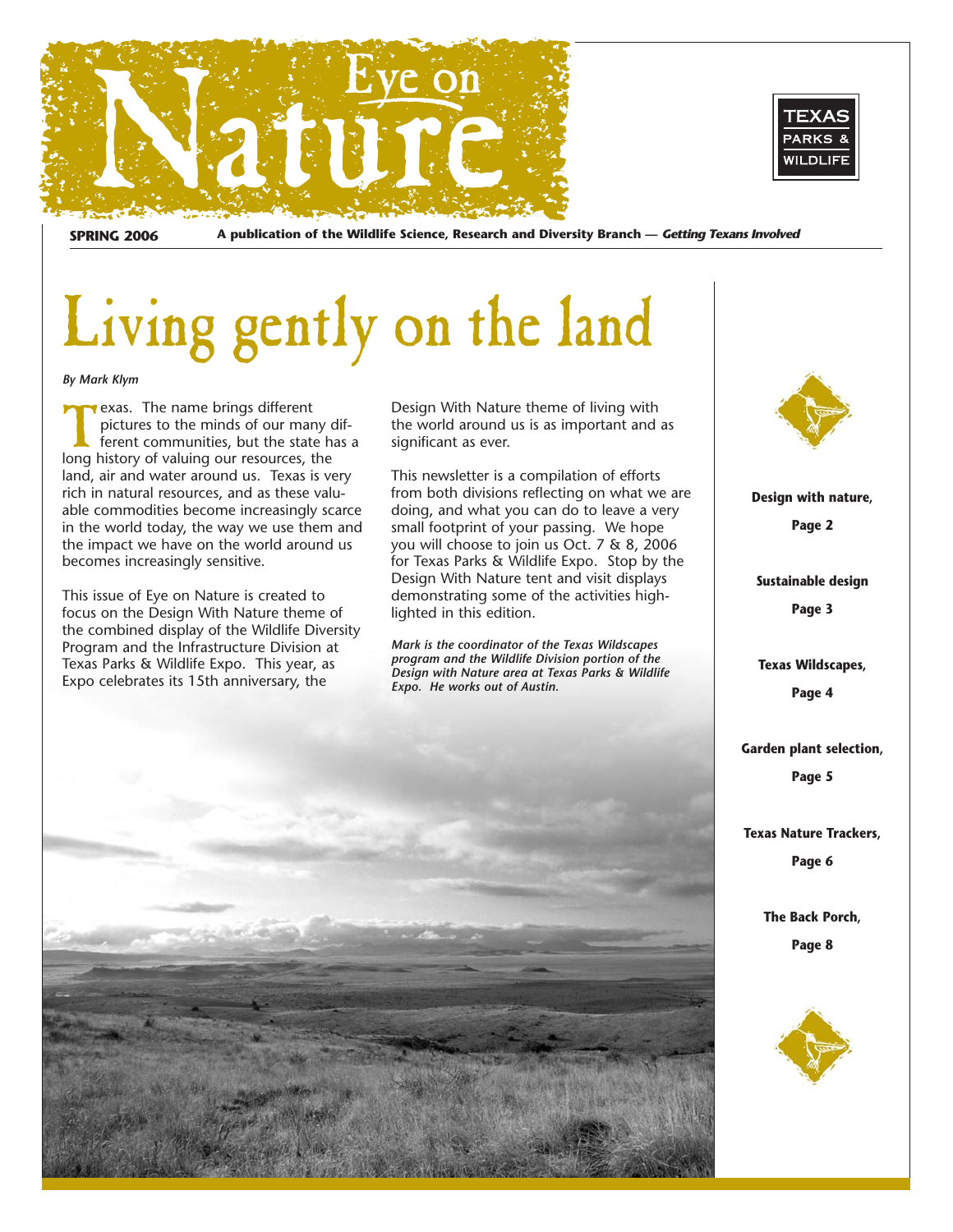# Eye on Nature

**SPRING 2006** — A publication of the Wildlife Science, Research and Diversity Branch — ***Getting Texans Involved***

TEXAS PARKS & WILDLIFE

# Living gently on the land

*By Mark Klym*

Texas. The name brings different pictures to the minds of our many different communities, but the state has a long history of valuing our resources, the land, air and water around us. Texas is very rich in natural resources, and as these valuable commodities become increasingly scarce in the world today, the way we use them and the impact we have on the world around us becomes increasingly sensitive.

This issue of Eye on Nature is created to focus on the Design With Nature theme of the combined display of the Wildlife Diversity Program and the Infrastructure Division at Texas Parks & Wildlife Expo. This year, as Expo celebrates its 15th anniversary, the Design With Nature theme of living with the world around us is as important and as significant as ever.

This newsletter is a compilation of efforts from both divisions reflecting on what we are doing, and what you can do to leave a very small footprint of your passing. We hope you will choose to join us Oct. 7 & 8, 2006 for Texas Parks & Wildlife Expo. Stop by the Design With Nature tent and visit displays demonstrating some of the activities highlighted in this edition.

***Mark is the coordinator of the Texas Wildscapes program and the Wildlife Division portion of the Design with Nature area at Texas Parks & Wildlife Expo. He works out of Austin.***

---

**Design with nature,** Page 2

**Sustainable design** Page 3

**Texas Wildscapes,** Page 4

**Garden plant selection,** Page 5

**Texas Nature Trackers,** Page 6

**The Back Porch,** Page 8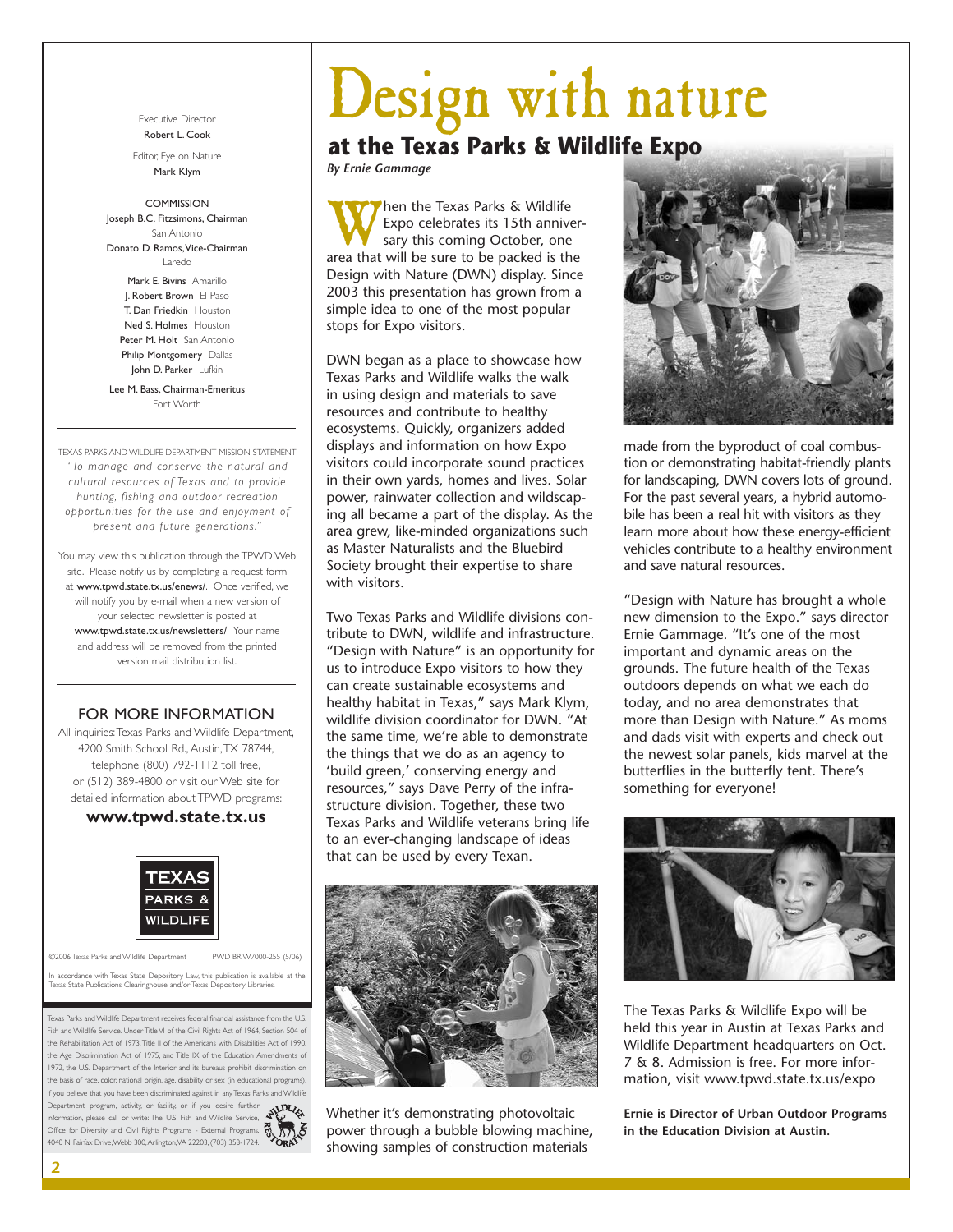Executive Director
Robert L. Cook

Editor, Eye on Nature
Mark Klym

COMMISSION

Joseph B.C. Fitzsimons, Chairman
San Antonio

Donato D. Ramos, Vice-Chairman
Laredo

Mark E. Bivins Amarillo
J. Robert Brown El Paso
T. Dan Friedkin Houston
Ned S. Holmes Houston
Peter M. Holt San Antonio
Philip Montgomery Dallas
John D. Parker Lufkin

Lee M. Bass, Chairman-Emeritus
Fort Worth

TEXAS PARKS AND WILDLIFE DEPARTMENT MISSION STATEMENT

*"To manage and conserve the natural and cultural resources of Texas and to provide hunting, fishing and outdoor recreation opportunities for the use and enjoyment of present and future generations."*

You may view this publication through the TPWD Web site. Please notify us by completing a request form at www.tpwd.state.tx.us/enews/. Once verified, we will notify you by e-mail when a new version of your selected newsletter is posted at www.tpwd.state.tx.us/newsletters/. Your name and address will be removed from the printed version mail distribution list.

## FOR MORE INFORMATION

All inquiries: Texas Parks and Wildlife Department, 4200 Smith School Rd., Austin, TX 78744, telephone (800) 792-1112 toll free, or (512) 389-4800 or visit our Web site for detailed information about TPWD programs:

**www.tpwd.state.tx.us**

©2006 Texas Parks and Wildlife Department PWD BR W7000-255 (5/06)

In accordance with Texas State Depository Law, this publication is available at the Texas State Publications Clearinghouse and/or Texas Depository Libraries.

Texas Parks and Wildlife Department receives federal financial assistance from the U.S. Fish and Wildlife Service. Under Title VI of the Civil Rights Act of 1964, Section 504 of the Rehabilitation Act of 1973, Title II of the Americans with Disabilities Act of 1990, the Age Discrimination Act of 1975, and Title IX of the Education Amendments of 1972, the U.S. Department of the Interior and its bureaus prohibit discrimination on the basis of race, color, national origin, age, disability or sex (in educational programs). If you believe that you have been discriminated against in any Texas Parks and Wildlife Department program, activity, or facility, or if you desire further information, please call or write: The U.S. Fish and Wildlife Service, Office for Diversity and Civil Rights Programs - External Programs, 4040 N. Fairfax Drive, Webb 300, Arlington, VA 22203, (703) 358-1724.

# Design with nature

## at the Texas Parks & Wildlife Expo

*By Ernie Gammage*

When the Texas Parks & Wildlife Expo celebrates its 15th anniversary this coming October, one area that will be sure to be packed is the Design with Nature (DWN) display. Since 2003 this presentation has grown from a simple idea to one of the most popular stops for Expo visitors.

DWN began as a place to showcase how Texas Parks and Wildlife walks the walk in using design and materials to save resources and contribute to healthy ecosystems. Quickly, organizers added displays and information on how Expo visitors could incorporate sound practices in their own yards, homes and lives. Solar power, rainwater collection and wildscaping all became a part of the display. As the area grew, like-minded organizations such as Master Naturalists and the Bluebird Society brought their expertise to share with visitors.

Two Texas Parks and Wildlife divisions contribute to DWN, wildlife and infrastructure. "Design with Nature" is an opportunity for us to introduce Expo visitors to how they can create sustainable ecosystems and healthy habitat in Texas," says Mark Klym, wildlife division coordinator for DWN. "At the same time, we're able to demonstrate the things that we do as an agency to 'build green,' conserving energy and resources," says Dave Perry of the infrastructure division. Together, these two Texas Parks and Wildlife veterans bring life to an ever-changing landscape of ideas that can be used by every Texan.

Whether it's demonstrating photovoltaic power through a bubble blowing machine, showing samples of construction materials made from the byproduct of coal combustion or demonstrating habitat-friendly plants for landscaping, DWN covers lots of ground. For the past several years, a hybrid automobile has been a real hit with visitors as they learn more about how these energy-efficient vehicles contribute to a healthy environment and save natural resources.

"Design with Nature has brought a whole new dimension to the Expo." says director Ernie Gammage. "It's one of the most important and dynamic areas on the grounds. The future health of the Texas outdoors depends on what we each do today, and no area demonstrates that more than Design with Nature." As moms and dads visit with experts and check out the newest solar panels, kids marvel at the butterflies in the butterfly tent. There's something for everyone!

The Texas Parks & Wildlife Expo will be held this year in Austin at Texas Parks and Wildlife Department headquarters on Oct. 7 & 8. Admission is free. For more information, visit www.tpwd.state.tx.us/expo

**Ernie is Director of Urban Outdoor Programs in the Education Division at Austin.**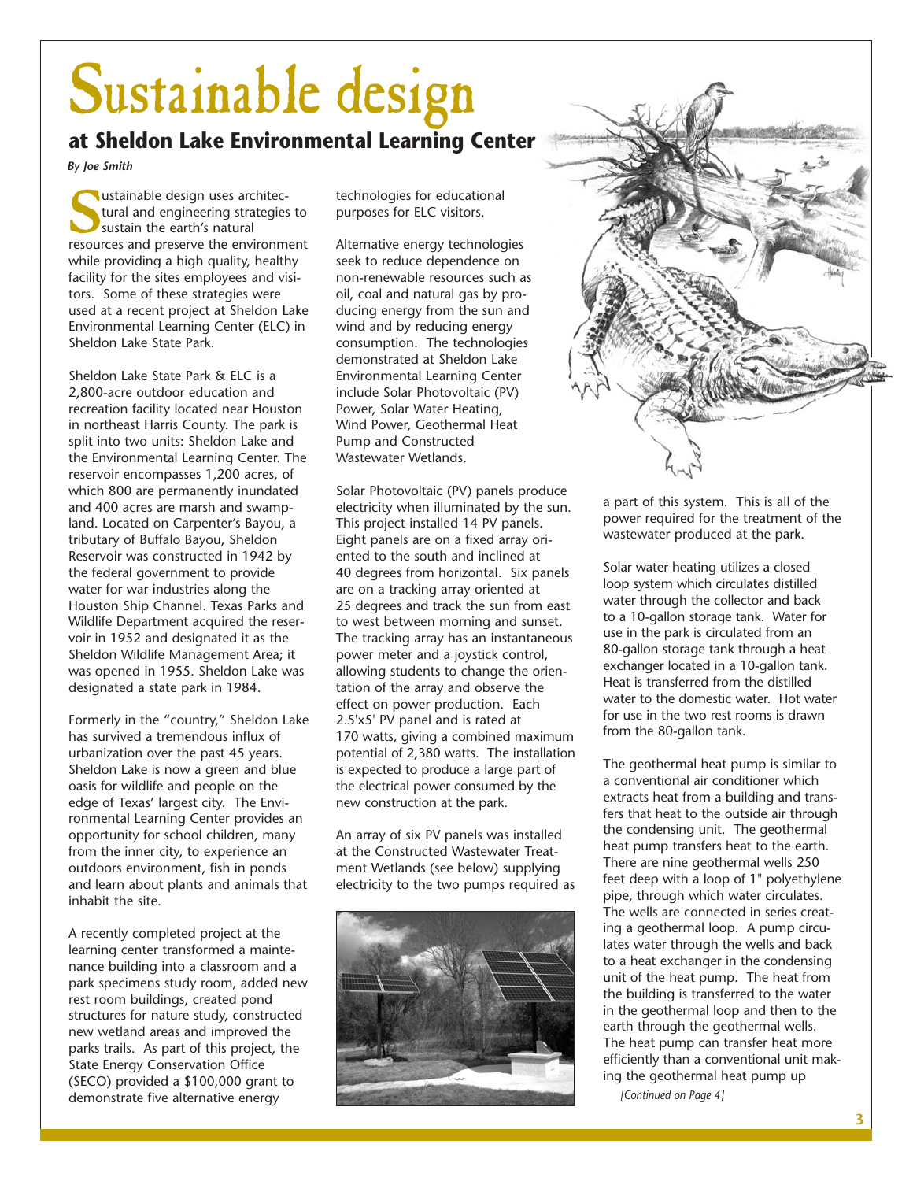# Sustainable design

## at Sheldon Lake Environmental Learning Center

*By Joe Smith*

Sustainable design uses architectural and engineering strategies to sustain the earth's natural resources and preserve the environment while providing a high quality, healthy facility for the sites employees and visitors. Some of these strategies were used at a recent project at Sheldon Lake Environmental Learning Center (ELC) in Sheldon Lake State Park.

Sheldon Lake State Park & ELC is a 2,800-acre outdoor education and recreation facility located near Houston in northeast Harris County. The park is split into two units: Sheldon Lake and the Environmental Learning Center. The reservoir encompasses 1,200 acres, of which 800 are permanently inundated and 400 acres are marsh and swampland. Located on Carpenter's Bayou, a tributary of Buffalo Bayou, Sheldon Reservoir was constructed in 1942 by the federal government to provide water for war industries along the Houston Ship Channel. Texas Parks and Wildlife Department acquired the reservoir in 1952 and designated it as the Sheldon Wildlife Management Area; it was opened in 1955. Sheldon Lake was designated a state park in 1984.

Formerly in the "country," Sheldon Lake has survived a tremendous influx of urbanization over the past 45 years. Sheldon Lake is now a green and blue oasis for wildlife and people on the edge of Texas' largest city. The Environmental Learning Center provides an opportunity for school children, many from the inner city, to experience an outdoors environment, fish in ponds and learn about plants and animals that inhabit the site.

A recently completed project at the learning center transformed a maintenance building into a classroom and a park specimens study room, added new rest room buildings, created pond structures for nature study, constructed new wetland areas and improved the parks trails. As part of this project, the State Energy Conservation Office (SECO) provided a $100,000 grant to demonstrate five alternative energy technologies for educational purposes for ELC visitors.

Alternative energy technologies seek to reduce dependence on non-renewable resources such as oil, coal and natural gas by producing energy from the sun and wind and by reducing energy consumption. The technologies demonstrated at Sheldon Lake Environmental Learning Center include Solar Photovoltaic (PV) Power, Solar Water Heating, Wind Power, Geothermal Heat Pump and Constructed Wastewater Wetlands.

Solar Photovoltaic (PV) panels produce electricity when illuminated by the sun. This project installed 14 PV panels. Eight panels are on a fixed array oriented to the south and inclined at 40 degrees from horizontal. Six panels are on a tracking array oriented at 25 degrees and track the sun from east to west between morning and sunset. The tracking array has an instantaneous power meter and a joystick control, allowing students to change the orientation of the array and observe the effect on power production. Each 2.5'x5' PV panel and is rated at 170 watts, giving a combined maximum potential of 2,380 watts. The installation is expected to produce a large part of the electrical power consumed by the new construction at the park.

An array of six PV panels was installed at the Constructed Wastewater Treatment Wetlands (see below) supplying electricity to the two pumps required as a part of this system. This is all of the power required for the treatment of the wastewater produced at the park.

Solar water heating utilizes a closed loop system which circulates distilled water through the collector and back to a 10-gallon storage tank. Water for use in the park is circulated from an 80-gallon storage tank through a heat exchanger located in a 10-gallon tank. Heat is transferred from the distilled water to the domestic water. Hot water for use in the two rest rooms is drawn from the 80-gallon tank.

The geothermal heat pump is similar to a conventional air conditioner which extracts heat from a building and transfers that heat to the outside air through the condensing unit. The geothermal heat pump transfers heat to the earth. There are nine geothermal wells 250 feet deep with a loop of 1" polyethylene pipe, through which water circulates. The wells are connected in series creating a geothermal loop. A pump circulates water through the wells and back to a heat exchanger in the condensing unit of the heat pump. The heat from the building is transferred to the water in the geothermal loop and then to the earth through the geothermal wells. The heat pump can transfer heat more efficiently than a conventional unit making the geothermal heat pump up

*[Continued on Page 4]*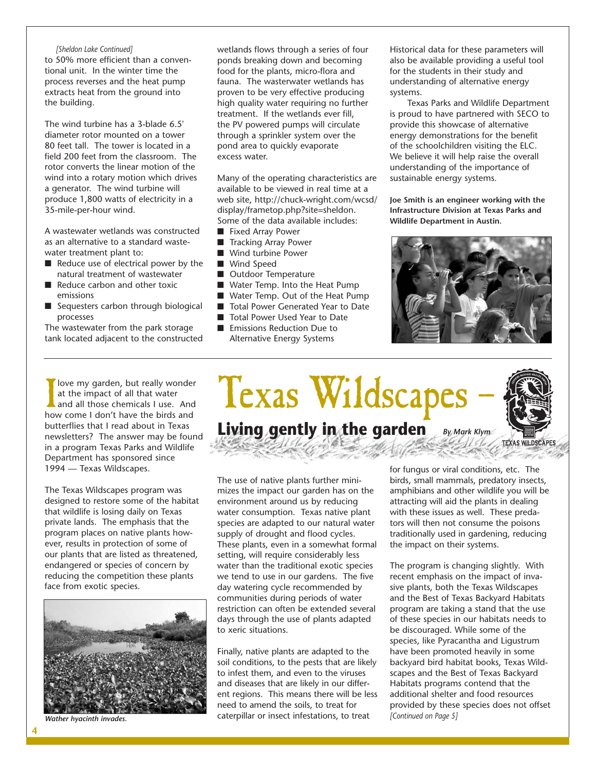*[Sheldon Lake Continued]*

to 50% more efficient than a conventional unit. In the winter time the process reverses and the heat pump extracts heat from the ground into the building.

The wind turbine has a 3-blade 6.5' diameter rotor mounted on a tower 80 feet tall. The tower is located in a field 200 feet from the classroom. The rotor converts the linear motion of the wind into a rotary motion which drives a generator. The wind turbine will produce 1,800 watts of electricity in a 35-mile-per-hour wind.

A wastewater wetlands was constructed as an alternative to a standard wastewater treatment plant to:

- Reduce use of electrical power by the natural treatment of wastewater
- Reduce carbon and other toxic emissions
- Sequesters carbon through biological processes

The wastewater from the park storage tank located adjacent to the constructed wetlands flows through a series of four ponds breaking down and becoming food for the plants, micro-flora and fauna. The wasterwater wetlands has proven to be very effective producing high quality water requiring no further treatment. If the wetlands ever fill, the PV powered pumps will circulate through a sprinkler system over the pond area to quickly evaporate excess water.

Many of the operating characteristics are available to be viewed in real time at a web site, http://chuck-wright.com/wcsd/display/frametop.php?site=sheldon. Some of the data available includes:

- Fixed Array Power
- Tracking Array Power
- Wind turbine Power
- Wind Speed
- Outdoor Temperature
- Water Temp. Into the Heat Pump
- Water Temp. Out of the Heat Pump
- Total Power Generated Year to Date
- Total Power Used Year to Date
- Emissions Reduction Due to Alternative Energy Systems

Historical data for these parameters will also be available providing a useful tool for the students in their study and understanding of alternative energy systems.

Texas Parks and Wildlife Department is proud to have partnered with SECO to provide this showcase of alternative energy demonstrations for the benefit of the schoolchildren visiting the ELC. We believe it will help raise the overall understanding of the importance of sustainable energy systems.

**Joe Smith is an engineer working with the Infrastructure Division at Texas Parks and Wildlife Department in Austin.**

# Texas Wildscapes –

## Living gently in the garden

*By Mark Klym*

I love my garden, but really wonder at the impact of all that water and all those chemicals I use. And how come I don't have the birds and butterflies that I read about in Texas newsletters? The answer may be found in a program Texas Parks and Wildlife Department has sponsored since 1994 — Texas Wildscapes.

The Texas Wildscapes program was designed to restore some of the habitat that wildlife is losing daily on Texas private lands. The emphasis that the program places on native plants however, results in protection of some of our plants that are listed as threatened, endangered or species of concern by reducing the competition these plants face from exotic species.

*Wather hyacinth invades.*

The use of native plants further minimizes the impact our garden has on the environment around us by reducing water consumption. Texas native plant species are adapted to our natural water supply of drought and flood cycles. These plants, even in a somewhat formal setting, will require considerably less water than the traditional exotic species we tend to use in our gardens. The five day watering cycle recommended by communities during periods of water restriction can often be extended several days through the use of plants adapted to xeric situations.

Finally, native plants are adapted to the soil conditions, to the pests that are likely to infest them, and even to the viruses and diseases that are likely in our different regions. This means there will be less need to amend the soils, to treat for caterpillar or insect infestations, to treat for fungus or viral conditions, etc. The birds, small mammals, predatory insects, amphibians and other wildlife you will be attracting will aid the plants in dealing with these issues as well. These predators will then not consume the poisons traditionally used in gardening, reducing the impact on their systems.

The program is changing slightly. With recent emphasis on the impact of invasive plants, both the Texas Wildscapes and the Best of Texas Backyard Habitats program are taking a stand that the use of these species in our habitats needs to be discouraged. While some of the species, like Pyracantha and Ligustrum have been promoted heavily in some backyard bird habitat books, Texas Wildscapes and the Best of Texas Backyard Habitats programs contend that the additional shelter and food resources provided by these species does not offset

*[Continued on Page 5]*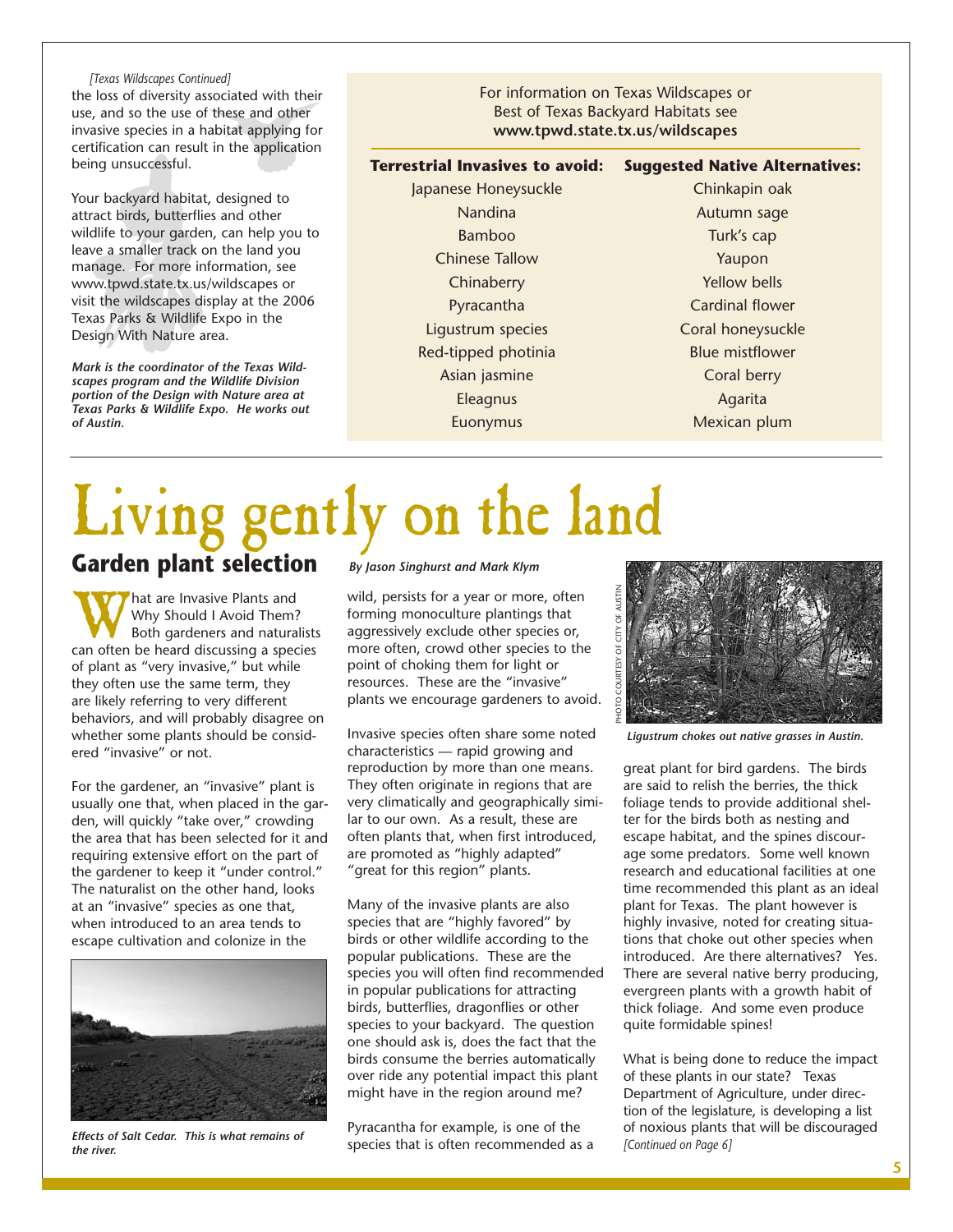*[Texas Wildscapes Continued]*
the loss of diversity associated with their use, and so the use of these and other invasive species in a habitat applying for certification can result in the application being unsuccessful.

Your backyard habitat, designed to attract birds, butterflies and other wildlife to your garden, can help you to leave a smaller track on the land you manage. For more information, see www.tpwd.state.tx.us/wildscapes or visit the wildscapes display at the 2006 Texas Parks & Wildlife Expo in the Design With Nature area.

***Mark is the coordinator of the Texas Wildscapes program and the Wildlife Division portion of the Design with Nature area at Texas Parks & Wildlife Expo. He works out of Austin.***

For information on Texas Wildscapes or Best of Texas Backyard Habitats see **www.tpwd.state.tx.us/wildscapes**

| Terrestrial Invasives to avoid: | Suggested Native Alternatives: |
|---|---|
| Japanese Honeysuckle | Chinkapin oak |
| Nandina | Autumn sage |
| Bamboo | Turk's cap |
| Chinese Tallow | Yaupon |
| Chinaberry | Yellow bells |
| Pyracantha | Cardinal flower |
| Ligustrum species | Coral honeysuckle |
| Red-tipped photinia | Blue mistflower |
| Asian jasmine | Coral berry |
| Eleagnus | Agarita |
| Euonymus | Mexican plum |

# Living gently on the land

## Garden plant selection

***By Jason Singhurst and Mark Klym***

What are Invasive Plants and Why Should I Avoid Them? Both gardeners and naturalists can often be heard discussing a species of plant as "very invasive," but while they often use the same term, they are likely referring to very different behaviors, and will probably disagree on whether some plants should be considered "invasive" or not.

For the gardener, an "invasive" plant is usually one that, when placed in the garden, will quickly "take over," crowding the area that has been selected for it and requiring extensive effort on the part of the gardener to keep it "under control." The naturalist on the other hand, looks at an "invasive" species as one that, when introduced to an area tends to escape cultivation and colonize in the wild, persists for a year or more, often forming monoculture plantings that aggressively exclude other species or, more often, crowd other species to the point of choking them for light or resources. These are the "invasive" plants we encourage gardeners to avoid.

*Effects of Salt Cedar. This is what remains of the river.*

Invasive species often share some noted characteristics — rapid growing and reproduction by more than one means. They often originate in regions that are very climatically and geographically similar to our own. As a result, these are often plants that, when first introduced, are promoted as "highly adapted" "great for this region" plants.

Many of the invasive plants are also species that are "highly favored" by birds or other wildlife according to the popular publications. These are the species you will often find recommended in popular publications for attracting birds, butterflies, dragonflies or other species to your backyard. The question one should ask is, does the fact that the birds consume the berries automatically over ride any potential impact this plant might have in the region around me?

Pyracantha for example, is one of the species that is often recommended as a great plant for bird gardens. The birds are said to relish the berries, the thick foliage tends to provide additional shelter for the birds both as nesting and escape habitat, and the spines discourage some predators. Some well known research and educational facilities at one time recommended this plant as an ideal plant for Texas. The plant however is highly invasive, noted for creating situations that choke out other species when introduced. Are there alternatives? Yes. There are several native berry producing, evergreen plants with a growth habit of thick foliage. And some even produce quite formidable spines!

PHOTO COURTESY OF CITY OF AUSTIN

*Ligustrum chokes out native grasses in Austin.*

What is being done to reduce the impact of these plants in our state? Texas Department of Agriculture, under direction of the legislature, is developing a list of noxious plants that will be discouraged *[Continued on Page 6]*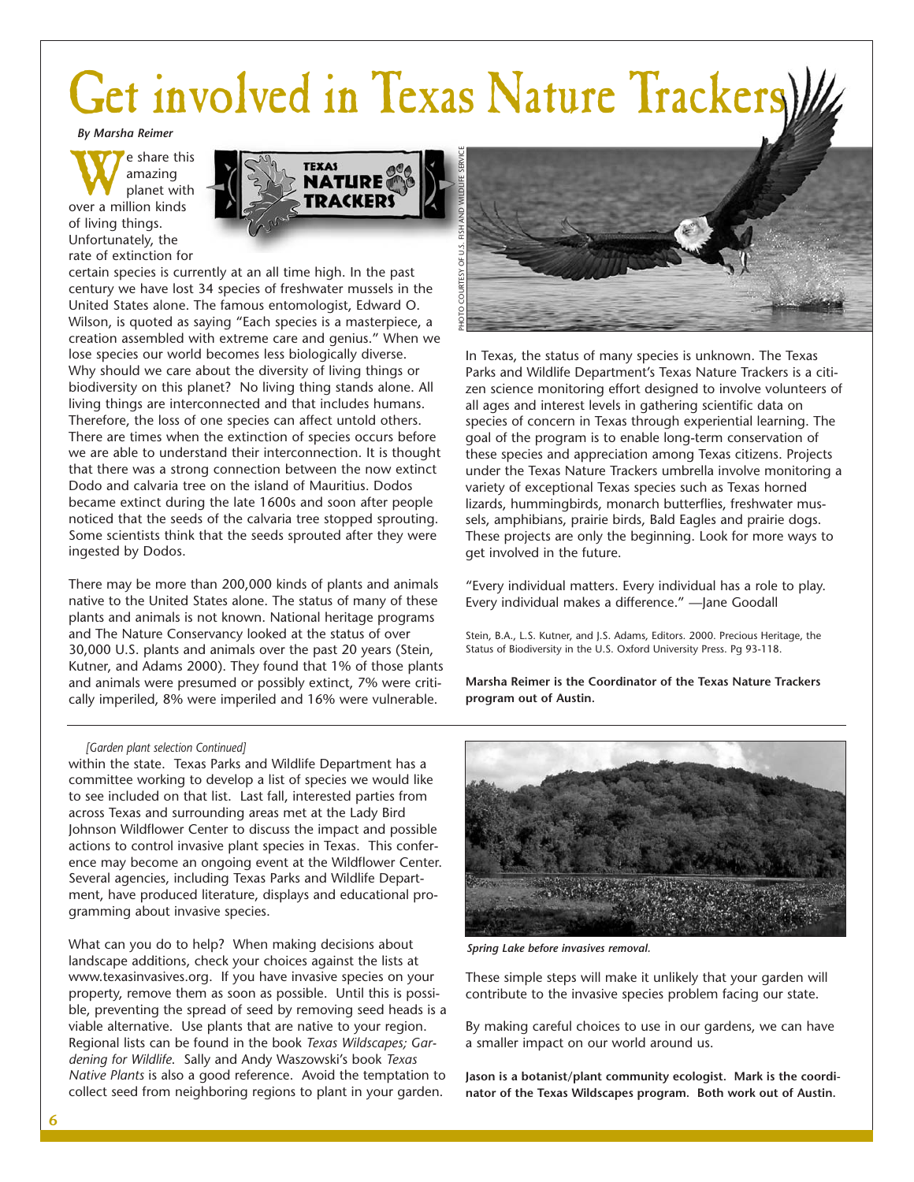# Get involved in Texas Nature Trackers

*By Marsha Reimer*

We share this amazing planet with over a million kinds of living things. Unfortunately, the rate of extinction for certain species is currently at an all time high. In the past century we have lost 34 species of freshwater mussels in the United States alone. The famous entomologist, Edward O. Wilson, is quoted as saying "Each species is a masterpiece, a creation assembled with extreme care and genius." When we lose species our world becomes less biologically diverse. Why should we care about the diversity of living things or biodiversity on this planet? No living thing stands alone. All living things are interconnected and that includes humans. Therefore, the loss of one species can affect untold others. There are times when the extinction of species occurs before we are able to understand their interconnection. It is thought that there was a strong connection between the now extinct Dodo and calvaria tree on the island of Mauritius. Dodos became extinct during the late 1600s and soon after people noticed that the seeds of the calvaria tree stopped sprouting. Some scientists think that the seeds sprouted after they were ingested by Dodos.

There may be more than 200,000 kinds of plants and animals native to the United States alone. The status of many of these plants and animals is not known. National heritage programs and The Nature Conservancy looked at the status of over 30,000 U.S. plants and animals over the past 20 years (Stein, Kutner, and Adams 2000). They found that 1% of those plants and animals were presumed or possibly extinct, 7% were critically imperiled, 8% were imperiled and 16% were vulnerable.

PHOTO COURTESY OF U.S. FISH AND WILDLIFE SERVICE

In Texas, the status of many species is unknown. The Texas Parks and Wildlife Department's Texas Nature Trackers is a citizen science monitoring effort designed to involve volunteers of all ages and interest levels in gathering scientific data on species of concern in Texas through experiential learning. The goal of the program is to enable long-term conservation of these species and appreciation among Texas citizens. Projects under the Texas Nature Trackers umbrella involve monitoring a variety of exceptional Texas species such as Texas horned lizards, hummingbirds, monarch butterflies, freshwater mussels, amphibians, prairie birds, Bald Eagles and prairie dogs. These projects are only the beginning. Look for more ways to get involved in the future.

"Every individual matters. Every individual has a role to play. Every individual makes a difference." —Jane Goodall

Stein, B.A., L.S. Kutner, and J.S. Adams, Editors. 2000. Precious Heritage, the Status of Biodiversity in the U.S. Oxford University Press. Pg 93-118.

**Marsha Reimer is the Coordinator of the Texas Nature Trackers program out of Austin.**

---

*[Garden plant selection Continued]*

within the state. Texas Parks and Wildlife Department has a committee working to develop a list of species we would like to see included on that list. Last fall, interested parties from across Texas and surrounding areas met at the Lady Bird Johnson Wildflower Center to discuss the impact and possible actions to control invasive plant species in Texas. This conference may become an ongoing event at the Wildflower Center. Several agencies, including Texas Parks and Wildlife Department, have produced literature, displays and educational programming about invasive species.

What can you do to help? When making decisions about landscape additions, check your choices against the lists at www.texasinvasives.org. If you have invasive species on your property, remove them as soon as possible. Until this is possible, preventing the spread of seed by removing seed heads is a viable alternative. Use plants that are native to your region. Regional lists can be found in the book *Texas Wildscapes; Gardening for Wildlife.* Sally and Andy Waszowski's book *Texas Native Plants* is also a good reference. Avoid the temptation to collect seed from neighboring regions to plant in your garden.

*Spring Lake before invasives removal.*

These simple steps will make it unlikely that your garden will contribute to the invasive species problem facing our state.

By making careful choices to use in our gardens, we can have a smaller impact on our world around us.

**Jason is a botanist/plant community ecologist. Mark is the coordinator of the Texas Wildscapes program. Both work out of Austin.**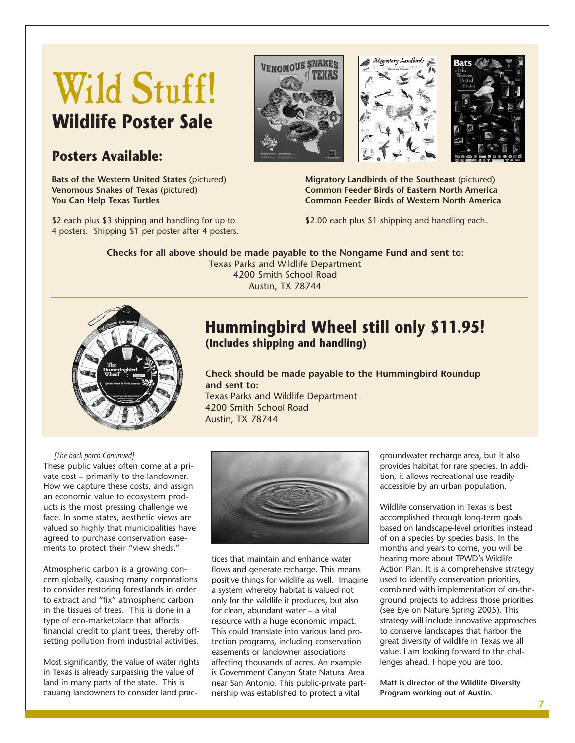# Wild Stuff!

## Wildlife Poster Sale

### Posters Available:

**Bats of the Western United States** (pictured)
**Venomous Snakes of Texas** (pictured)
**You Can Help Texas Turtles**

$2 each plus $3 shipping and handling for up to 4 posters. Shipping $1 per poster after 4 posters.

**Migratory Landbirds of the Southeast** (pictured)
**Common Feeder Birds of Eastern North America**
**Common Feeder Birds of Western North America**

$2.00 each plus $1 shipping and handling each.

**Checks for all above should be made payable to the Nongame Fund and sent to:**
Texas Parks and Wildlife Department
4200 Smith School Road
Austin, TX 78744

## Hummingbird Wheel still only $11.95!

**(Includes shipping and handling)**

**Check should be made payable to the Hummingbird Roundup and sent to:**
Texas Parks and Wildlife Department
4200 Smith School Road
Austin, TX 78744

*[The back porch Continued]*

These public values often come at a private cost – primarily to the landowner. How we capture these costs, and assign an economic value to ecosystem products is the most pressing challenge we face. In some states, aesthetic views are valued so highly that municipalities have agreed to purchase conservation easements to protect their "view sheds."

Atmospheric carbon is a growing concern globally, causing many corporations to consider restoring forestlands in order to extract and "fix" atmospheric carbon in the tissues of trees. This is done in a type of eco-marketplace that affords financial credit to plant trees, thereby offsetting pollution from industrial activities.

Most significantly, the value of water rights in Texas is already surpassing the value of land in many parts of the state. This is causing landowners to consider land practices that maintain and enhance water flows and generate recharge. This means positive things for wildlife as well. Imagine a system whereby habitat is valued not only for the wildlife it produces, but also for clean, abundant water – a vital resource with a huge economic impact. This could translate into various land protection programs, including conservation easements or landowner associations affecting thousands of acres. An example is Government Canyon State Natural Area near San Antonio. This public-private partnership was established to protect a vital groundwater recharge area, but it also provides habitat for rare species. In addition, it allows recreational use readily accessible by an urban population.

Wildlife conservation in Texas is best accomplished through long-term goals based on landscape-level priorities instead of on a species by species basis. In the months and years to come, you will be hearing more about TPWD's Wildlife Action Plan. It is a comprehensive strategy used to identify conservation priorities, combined with implementation of on-the-ground projects to address those priorities (see Eye on Nature Spring 2005). This strategy will include innovative approaches to conserve landscapes that harbor the great diversity of wildlife in Texas we all value. I am looking forward to the challenges ahead. I hope you are too.

**Matt is director of the Wildlife Diversity Program working out of Austin.**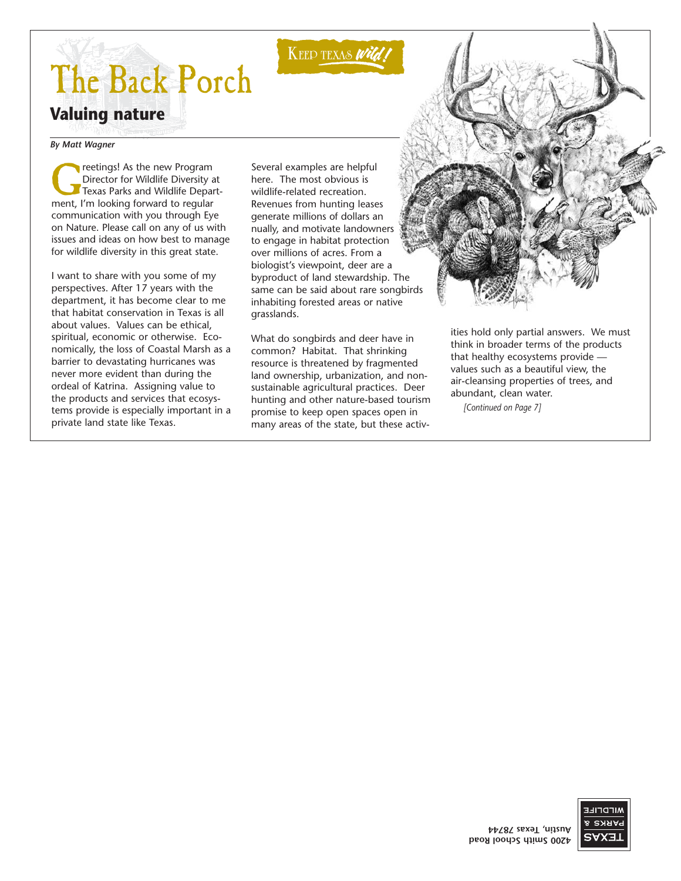# The Back Porch

KEEP TEXAS *Wild!*

## Valuing nature

*By Matt Wagner*

Greetings! As the new Program Director for Wildlife Diversity at Texas Parks and Wildlife Department, I'm looking forward to regular communication with you through Eye on Nature. Please call on any of us with issues and ideas on how best to manage for wildlife diversity in this great state.

I want to share with you some of my perspectives. After 17 years with the department, it has become clear to me that habitat conservation in Texas is all about values. Values can be ethical, spiritual, economic or otherwise. Economically, the loss of Coastal Marsh as a barrier to devastating hurricanes was never more evident than during the ordeal of Katrina. Assigning value to the products and services that ecosystems provide is especially important in a private land state like Texas.

Several examples are helpful here. The most obvious is wildlife-related recreation. Revenues from hunting leases generate millions of dollars annually, and motivate landowners to engage in habitat protection over millions of acres. From a biologist's viewpoint, deer are a byproduct of land stewardship. The same can be said about rare songbirds inhabiting forested areas or native grasslands.

What do songbirds and deer have in common? Habitat. That shrinking resource is threatened by fragmented land ownership, urbanization, and non-sustainable agricultural practices. Deer hunting and other nature-based tourism promise to keep open spaces open in many areas of the state, but these activities hold only partial answers. We must think in broader terms of the products that healthy ecosystems provide — values such as a beautiful view, the air-cleansing properties of trees, and abundant, clean water.

*[Continued on Page 7]*

TEXAS PARKS & WILDLIFE

4200 Smith School Road
Austin, Texas 78744